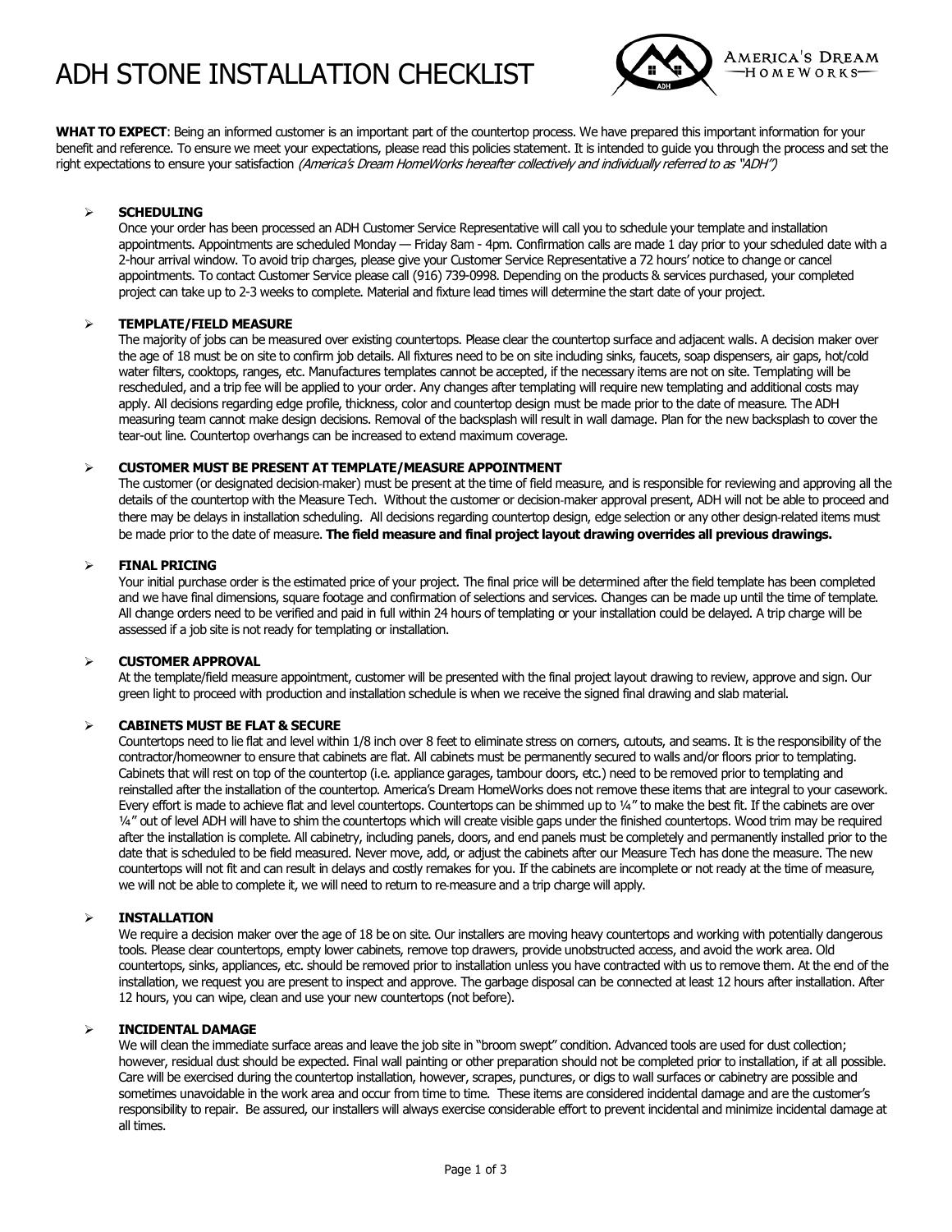# ADH STONE INSTALLATION CHECKLIST

**WHAT TO EXPECT**: Being an informed customer is an important part of the countertop process. We have prepared this important information for your benefit and reference. To ensure we meet your expectations, please read this policies statement. It is intended to guide you through the process and set the right expectations to ensure your satisfaction *(America's Dream HomeWorks hereafter collectively and individually referred to as "ADH")*

- **SCHEDULING**
  Once your order has been processed an ADH Customer Service Representative will call you to schedule your template and installation appointments. Appointments are scheduled Monday — Friday 8am - 4pm. Confirmation calls are made 1 day prior to your scheduled date with a 2-hour arrival window. To avoid trip charges, please give your Customer Service Representative a 72 hours' notice to change or cancel appointments. To contact Customer Service please call (916) 739-0998. Depending on the products & services purchased, your completed project can take up to 2-3 weeks to complete. Material and fixture lead times will determine the start date of your project.

- **TEMPLATE/FIELD MEASURE**
  The majority of jobs can be measured over existing countertops. Please clear the countertop surface and adjacent walls. A decision maker over the age of 18 must be on site to confirm job details. All fixtures need to be on site including sinks, faucets, soap dispensers, air gaps, hot/cold water filters, cooktops, ranges, etc. Manufactures templates cannot be accepted, if the necessary items are not on site. Templating will be rescheduled, and a trip fee will be applied to your order. Any changes after templating will require new templating and additional costs may apply. All decisions regarding edge profile, thickness, color and countertop design must be made prior to the date of measure. The ADH measuring team cannot make design decisions. Removal of the backsplash will result in wall damage. Plan for the new backsplash to cover the tear-out line. Countertop overhangs can be increased to extend maximum coverage.

- **CUSTOMER MUST BE PRESENT AT TEMPLATE/MEASURE APPOINTMENT**
  The customer (or designated decision-maker) must be present at the time of field measure, and is responsible for reviewing and approving all the details of the countertop with the Measure Tech. Without the customer or decision-maker approval present, ADH will not be able to proceed and there may be delays in installation scheduling. All decisions regarding countertop design, edge selection or any other design-related items must be made prior to the date of measure. **The field measure and final project layout drawing overrides all previous drawings.**

- **FINAL PRICING**
  Your initial purchase order is the estimated price of your project. The final price will be determined after the field template has been completed and we have final dimensions, square footage and confirmation of selections and services. Changes can be made up until the time of template. All change orders need to be verified and paid in full within 24 hours of templating or your installation could be delayed. A trip charge will be assessed if a job site is not ready for templating or installation.

- **CUSTOMER APPROVAL**
  At the template/field measure appointment, customer will be presented with the final project layout drawing to review, approve and sign. Our green light to proceed with production and installation schedule is when we receive the signed final drawing and slab material.

- **CABINETS MUST BE FLAT & SECURE**
  Countertops need to lie flat and level within 1/8 inch over 8 feet to eliminate stress on corners, cutouts, and seams. It is the responsibility of the contractor/homeowner to ensure that cabinets are flat. All cabinets must be permanently secured to walls and/or floors prior to templating. Cabinets that will rest on top of the countertop (i.e. appliance garages, tambour doors, etc.) need to be removed prior to templating and reinstalled after the installation of the countertop. America's Dream HomeWorks does not remove these items that are integral to your casework. Every effort is made to achieve flat and level countertops. Countertops can be shimmed up to ¼" to make the best fit. If the cabinets are over ¼" out of level ADH will have to shim the countertops which will create visible gaps under the finished countertops. Wood trim may be required after the installation is complete. All cabinetry, including panels, doors, and end panels must be completely and permanently installed prior to the date that is scheduled to be field measured. Never move, add, or adjust the cabinets after our Measure Tech has done the measure. The new countertops will not fit and can result in delays and costly remakes for you. If the cabinets are incomplete or not ready at the time of measure, we will not be able to complete it, we will need to return to re-measure and a trip charge will apply.

- **INSTALLATION**
  We require a decision maker over the age of 18 be on site. Our installers are moving heavy countertops and working with potentially dangerous tools. Please clear countertops, empty lower cabinets, remove top drawers, provide unobstructed access, and avoid the work area. Old countertops, sinks, appliances, etc. should be removed prior to installation unless you have contracted with us to remove them. At the end of the installation, we request you are present to inspect and approve. The garbage disposal can be connected at least 12 hours after installation. After 12 hours, you can wipe, clean and use your new countertops (not before).

- **INCIDENTAL DAMAGE**
  We will clean the immediate surface areas and leave the job site in "broom swept" condition. Advanced tools are used for dust collection; however, residual dust should be expected. Final wall painting or other preparation should not be completed prior to installation, if at all possible. Care will be exercised during the countertop installation, however, scrapes, punctures, or digs to wall surfaces or cabinetry are possible and sometimes unavoidable in the work area and occur from time to time. These items are considered incidental damage and are the customer's responsibility to repair. Be assured, our installers will always exercise considerable effort to prevent incidental and minimize incidental damage at all times.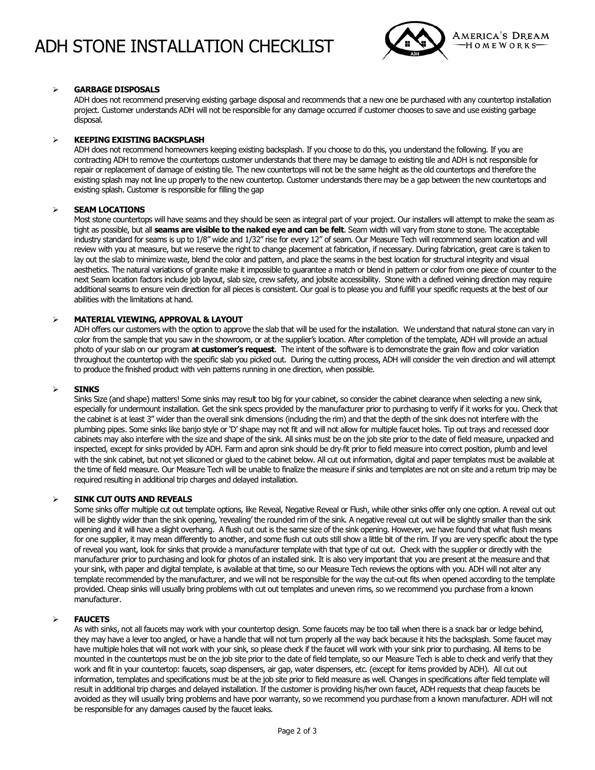# ADH STONE INSTALLATION CHECKLIST

- **GARBAGE DISPOSALS**
  ADH does not recommend preserving existing garbage disposal and recommends that a new one be purchased with any countertop installation project. Customer understands ADH will not be responsible for any damage occurred if customer chooses to save and use existing garbage disposal.

- **KEEPING EXISTING BACKSPLASH**
  ADH does not recommend homeowners keeping existing backsplash. If you choose to do this, you understand the following. If you are contracting ADH to remove the countertops customer understands that there may be damage to existing tile and ADH is not responsible for repair or replacement of damage of existing tile. The new countertops will not be the same height as the old countertops and therefore the existing splash may not line up properly to the new countertop. Customer understands there may be a gap between the new countertops and existing splash. Customer is responsible for filling the gap

- **SEAM LOCATIONS**
  Most stone countertops will have seams and they should be seen as integral part of your project. Our installers will attempt to make the seam as tight as possible, but all **seams are visible to the naked eye and can be felt**. Seam width will vary from stone to stone. The acceptable industry standard for seams is up to 1/8" wide and 1/32" rise for every 12" of seam. Our Measure Tech will recommend seam location and will review with you at measure, but we reserve the right to change placement at fabrication, if necessary. During fabrication, great care is taken to lay out the slab to minimize waste, blend the color and pattern, and place the seams in the best location for structural integrity and visual aesthetics. The natural variations of granite make it impossible to guarantee a match or blend in pattern or color from one piece of counter to the next Seam location factors include job layout, slab size, crew safety, and jobsite accessibility. Stone with a defined veining direction may require additional seams to ensure vein direction for all pieces is consistent. Our goal is to please you and fulfill your specific requests at the best of our abilities with the limitations at hand.

- **MATERIAL VIEWING, APPROVAL & LAYOUT**
  ADH offers our customers with the option to approve the slab that will be used for the installation. We understand that natural stone can vary in color from the sample that you saw in the showroom, or at the supplier's location. After completion of the template, ADH will provide an actual photo of your slab on our program **at customer's request**. The intent of the software is to demonstrate the grain flow and color variation throughout the countertop with the specific slab you picked out. During the cutting process, ADH will consider the vein direction and will attempt to produce the finished product with vein patterns running in one direction, when possible.

- **SINKS**
  Sinks Size (and shape) matters! Some sinks may result too big for your cabinet, so consider the cabinet clearance when selecting a new sink, especially for undermount installation. Get the sink specs provided by the manufacturer prior to purchasing to verify if it works for you. Check that the cabinet is at least 3" wider than the overall sink dimensions (including the rim) and that the depth of the sink does not interfere with the plumbing pipes. Some sinks like banjo style or 'D' shape may not fit and will not allow for multiple faucet holes. Tip out trays and recessed door cabinets may also interfere with the size and shape of the sink. All sinks must be on the job site prior to the date of field measure, unpacked and inspected, except for sinks provided by ADH. Farm and apron sink should be dry-fit prior to field measure into correct position, plumb and level with the sink cabinet, but not yet siliconed or glued to the cabinet below. All cut out information, digital and paper templates must be available at the time of field measure. Our Measure Tech will be unable to finalize the measure if sinks and templates are not on site and a return trip may be required resulting in additional trip charges and delayed installation.

- **SINK CUT OUTS AND REVEALS**
  Some sinks offer multiple cut out template options, like Reveal, Negative Reveal or Flush, while other sinks offer only one option. A reveal cut out will be slightly wider than the sink opening, 'revealing' the rounded rim of the sink. A negative reveal cut out will be slightly smaller than the sink opening and it will have a slight overhang. A flush cut out is the same size of the sink opening. However, we have found that what flush means for one supplier, it may mean differently to another, and some flush cut outs still show a little bit of the rim. If you are very specific about the type of reveal you want, look for sinks that provide a manufacturer template with that type of cut out. Check with the supplier or directly with the manufacturer prior to purchasing and look for photos of an installed sink. It is also very important that you are present at the measure and that your sink, with paper and digital template, is available at that time, so our Measure Tech reviews the options with you. ADH will not alter any template recommended by the manufacturer, and we will not be responsible for the way the cut-out fits when opened according to the template provided. Cheap sinks will usually bring problems with cut out templates and uneven rims, so we recommend you purchase from a known manufacturer.

- **FAUCETS**
  As with sinks, not all faucets may work with your countertop design. Some faucets may be too tall when there is a snack bar or ledge behind, they may have a lever too angled, or have a handle that will not turn properly all the way back because it hits the backsplash. Some faucet may have multiple holes that will not work with your sink, so please check if the faucet will work with your sink prior to purchasing. All items to be mounted in the countertops must be on the job site prior to the date of field template, so our Measure Tech is able to check and verify that they work and fit in your countertop: faucets, soap dispensers, air gap, water dispensers, etc. (except for items provided by ADH). All cut out information, templates and specifications must be at the job site prior to field measure as well. Changes in specifications after field template will result in additional trip charges and delayed installation. If the customer is providing his/her own faucet, ADH requests that cheap faucets be avoided as they will usually bring problems and have poor warranty, so we recommend you purchase from a known manufacturer. ADH will not be responsible for any damages caused by the faucet leaks.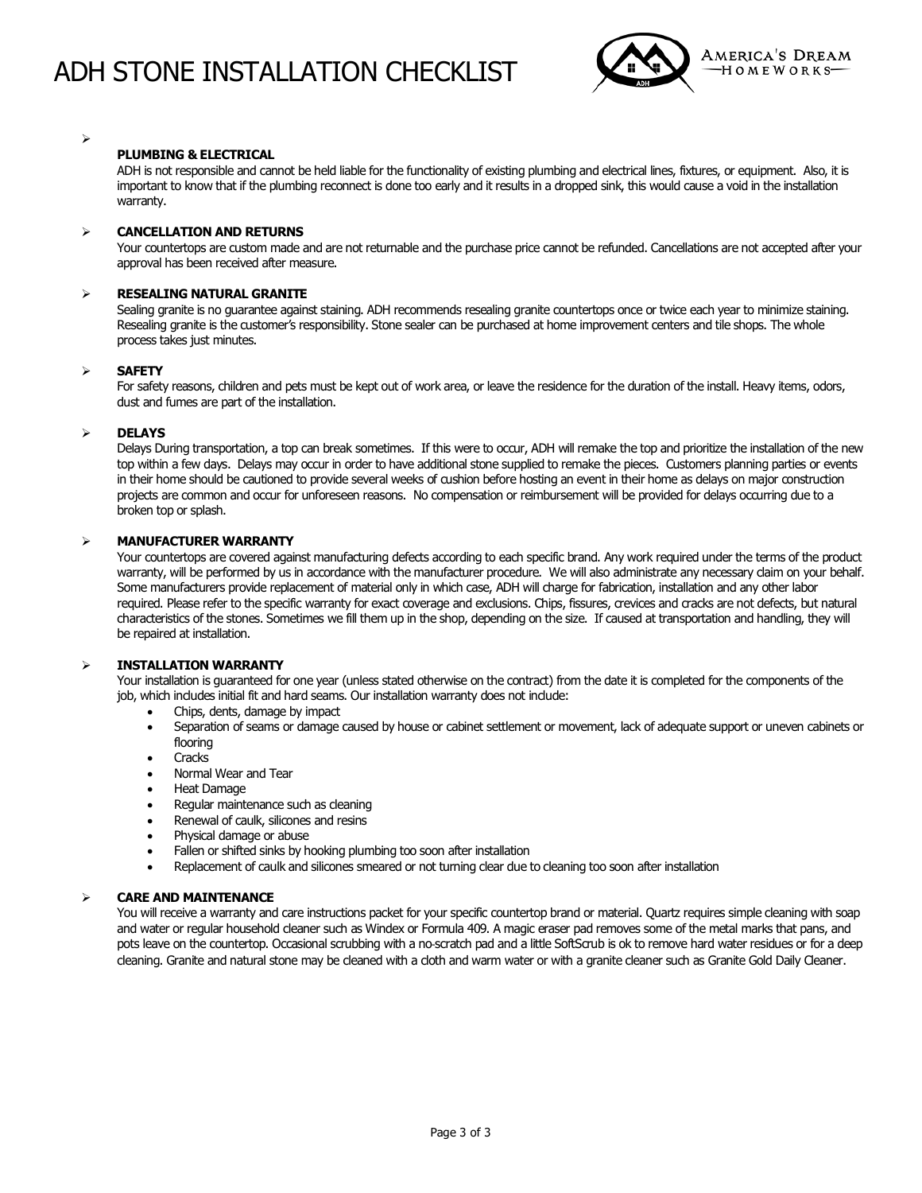# ADH STONE INSTALLATION CHECKLIST

AMERICA'S DREAM HOMEWORKS

- **PLUMBING & ELECTRICAL**

  ADH is not responsible and cannot be held liable for the functionality of existing plumbing and electrical lines, fixtures, or equipment. Also, it is important to know that if the plumbing reconnect is done too early and it results in a dropped sink, this would cause a void in the installation warranty.

- **CANCELLATION AND RETURNS**

  Your countertops are custom made and are not returnable and the purchase price cannot be refunded. Cancellations are not accepted after your approval has been received after measure.

- **RESEALING NATURAL GRANITE**

  Sealing granite is no guarantee against staining. ADH recommends resealing granite countertops once or twice each year to minimize staining. Resealing granite is the customer's responsibility. Stone sealer can be purchased at home improvement centers and tile shops. The whole process takes just minutes.

- **SAFETY**

  For safety reasons, children and pets must be kept out of work area, or leave the residence for the duration of the install. Heavy items, odors, dust and fumes are part of the installation.

- **DELAYS**

  Delays During transportation, a top can break sometimes. If this were to occur, ADH will remake the top and prioritize the installation of the new top within a few days. Delays may occur in order to have additional stone supplied to remake the pieces. Customers planning parties or events in their home should be cautioned to provide several weeks of cushion before hosting an event in their home as delays on major construction projects are common and occur for unforeseen reasons. No compensation or reimbursement will be provided for delays occurring due to a broken top or splash.

- **MANUFACTURER WARRANTY**

  Your countertops are covered against manufacturing defects according to each specific brand. Any work required under the terms of the product warranty, will be performed by us in accordance with the manufacturer procedure. We will also administrate any necessary claim on your behalf. Some manufacturers provide replacement of material only in which case, ADH will charge for fabrication, installation and any other labor required. Please refer to the specific warranty for exact coverage and exclusions. Chips, fissures, crevices and cracks are not defects, but natural characteristics of the stones. Sometimes we fill them up in the shop, depending on the size. If caused at transportation and handling, they will be repaired at installation.

- **INSTALLATION WARRANTY**

  Your installation is guaranteed for one year (unless stated otherwise on the contract) from the date it is completed for the components of the job, which includes initial fit and hard seams. Our installation warranty does not include:
  - Chips, dents, damage by impact
  - Separation of seams or damage caused by house or cabinet settlement or movement, lack of adequate support or uneven cabinets or flooring
  - Cracks
  - Normal Wear and Tear
  - Heat Damage
  - Regular maintenance such as cleaning
  - Renewal of caulk, silicones and resins
  - Physical damage or abuse
  - Fallen or shifted sinks by hooking plumbing too soon after installation
  - Replacement of caulk and silicones smeared or not turning clear due to cleaning too soon after installation

- **CARE AND MAINTENANCE**

  You will receive a warranty and care instructions packet for your specific countertop brand or material. Quartz requires simple cleaning with soap and water or regular household cleaner such as Windex or Formula 409. A magic eraser pad removes some of the metal marks that pans, and pots leave on the countertop. Occasional scrubbing with a no-scratch pad and a little SoftScrub is ok to remove hard water residues or for a deep cleaning. Granite and natural stone may be cleaned with a cloth and warm water or with a granite cleaner such as Granite Gold Daily Cleaner.